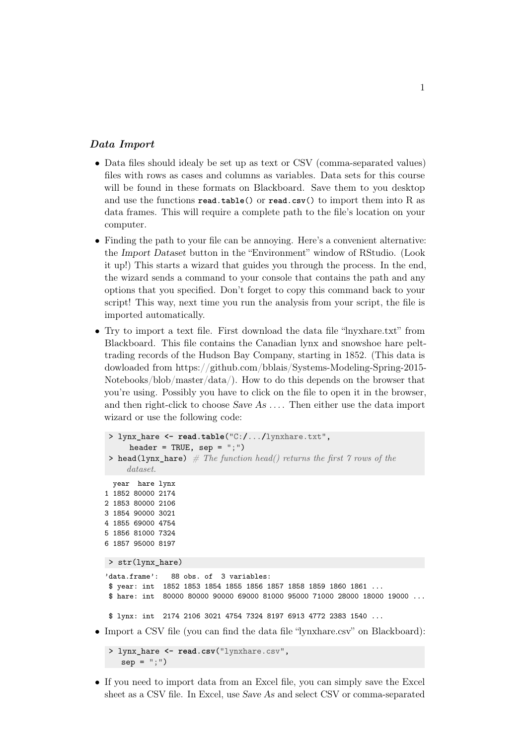### *Data Import*

- Data files should idealy be set up as text or CSV (comma-separated values) files with rows as cases and columns as variables. Data sets for this course will be found in these formats on Blackboard. Save them to you desktop and use the functions **`read.table()`** or **`read.csv()`** to import them into R as data frames. This will require a complete path to the file's location on your computer.
- Finding the path to your file can be annoying. Here's a convenient alternative: the *Import Dataset* button in the "Environment" window of RStudio. (Look it up!) This starts a wizard that guides you through the process. In the end, the wizard sends a command to your console that contains the path and any options that you specified. Don't forget to copy this command back to your script! This way, next time you run the analysis from your script, the file is imported automatically.
- Try to import a text file. First download the data file "lnyxhare.txt" from Blackboard. This file contains the Canadian lynx and snowshoe hare pelt-trading records of the Hudson Bay Company, starting in 1852. (This data is dowloaded from https://github.com/bblais/Systems-Modeling-Spring-2015-Notebooks/blob/master/data/). How to do this depends on the browser that you're using. Possibly you have to click on the file to open it in the browser, and then right-click to choose *Save As* .... Then either use the data import wizard or use the following code:

```
> lynx_hare <- read.table("C:/.../lynxhare.txt",
     header = TRUE, sep = ";")
> head(lynx_hare)  # The function head() returns the first 7 rows of the
    dataset.
```

```
  year  hare lynx
1 1852 80000 2174
2 1853 80000 2106
3 1854 90000 3021
4 1855 69000 4754
5 1856 81000 7324
6 1857 95000 8197
```

```
> str(lynx_hare)
```

```
'data.frame':   88 obs. of  3 variables:
 $ year: int  1852 1853 1854 1855 1856 1857 1858 1859 1860 1861 ...
 $ hare: int  80000 80000 90000 69000 81000 95000 71000 28000 18000 19000 ...

 $ lynx: int  2174 2106 3021 4754 7324 8197 6913 4772 2383 1540 ...
```

- Import a CSV file (you can find the data file "lynxhare.csv" on Blackboard):

```
> lynx_hare <- read.csv("lynxhare.csv",
   sep = ";")
```

- If you need to import data from an Excel file, you can simply save the Excel sheet as a CSV file. In Excel, use *Save As* and select CSV or comma-separated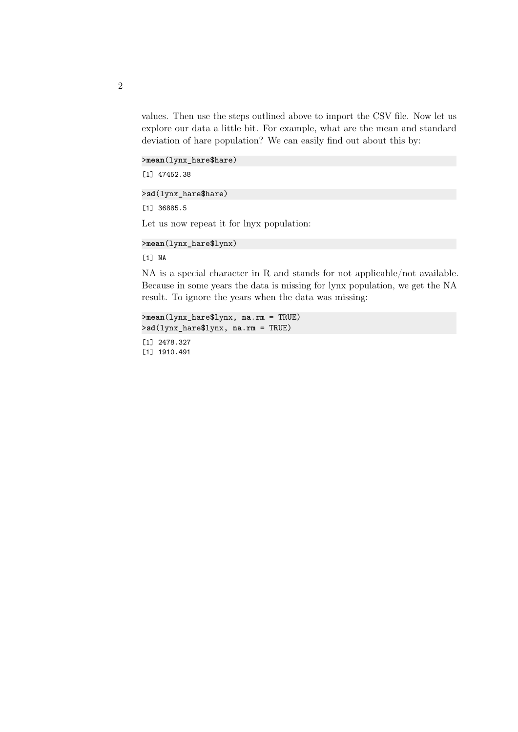values. Then use the steps outlined above to import the CSV file. Now let us explore our data a little bit. For example, what are the mean and standard deviation of hare population? We can easily find out about this by:

```
>mean(lynx_hare$hare)
```

```
[1] 47452.38
```

```
>sd(lynx_hare$hare)
```

```
[1] 36885.5
```

Let us now repeat it for lnyx population:

```
>mean(lynx_hare$lynx)
```

```
[1] NA
```

NA is a special character in R and stands for not applicable/not available. Because in some years the data is missing for lynx population, we get the NA result. To ignore the years when the data was missing:

```
>mean(lynx_hare$lynx, na.rm = TRUE)
>sd(lynx_hare$lynx, na.rm = TRUE)
```

```
[1] 2478.327
[1] 1910.491
```